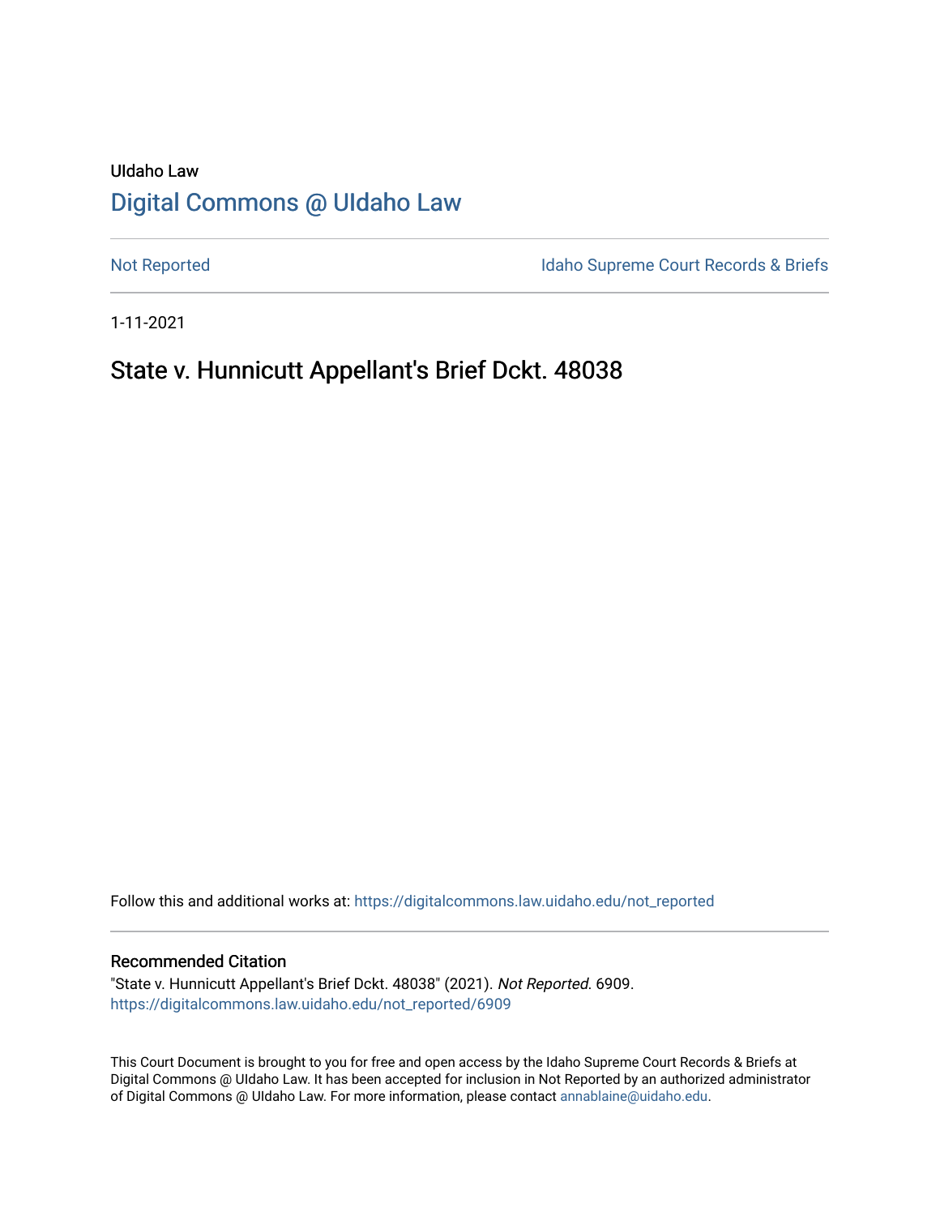UIdaho Law

# Digital Commons @ UIdaho Law

Not Reported

Idaho Supreme Court Records & Briefs

1-11-2021

## State v. Hunnicutt Appellant's Brief Dckt. 48038

Follow this and additional works at: https://digitalcommons.law.uidaho.edu/not_reported

### Recommended Citation

"State v. Hunnicutt Appellant's Brief Dckt. 48038" (2021). *Not Reported*. 6909.
https://digitalcommons.law.uidaho.edu/not_reported/6909

This Court Document is brought to you for free and open access by the Idaho Supreme Court Records & Briefs at Digital Commons @ UIdaho Law. It has been accepted for inclusion in Not Reported by an authorized administrator of Digital Commons @ UIdaho Law. For more information, please contact annablaine@uidaho.edu.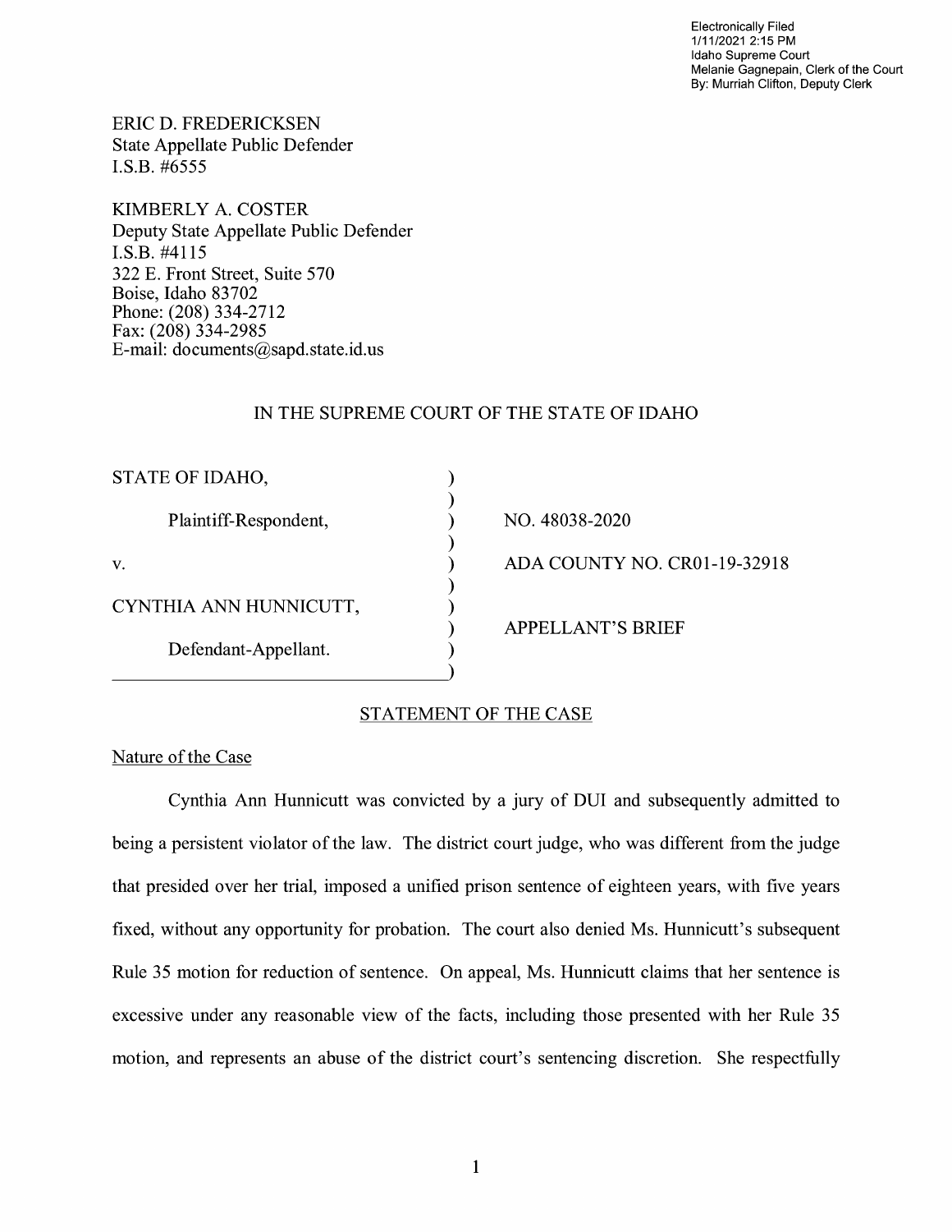Electronically Filed
1/11/2021 2:15 PM
Idaho Supreme Court
Melanie Gagnepain, Clerk of the Court
By: Murriah Clifton, Deputy Clerk

ERIC D. FREDERICKSEN
State Appellate Public Defender
I.S.B. #6555

KIMBERLY A. COSTER
Deputy State Appellate Public Defender
I.S.B. #4115
322 E. Front Street, Suite 570
Boise, Idaho 83702
Phone: (208) 334-2712
Fax: (208) 334-2985
E-mail: documents@sapd.state.id.us

IN THE SUPREME COURT OF THE STATE OF IDAHO

| | |
|---|---|
| STATE OF IDAHO, | ) |
| Plaintiff-Respondent, | ) NO. 48038-2020 |
| v. | ) ADA COUNTY NO. CR01-19-32918 |
| CYNTHIA ANN HUNNICUTT, | ) |
| Defendant-Appellant. | ) APPELLANT'S BRIEF |

## STATEMENT OF THE CASE

### Nature of the Case

Cynthia Ann Hunnicutt was convicted by a jury of DUI and subsequently admitted to being a persistent violator of the law. The district court judge, who was different from the judge that presided over her trial, imposed a unified prison sentence of eighteen years, with five years fixed, without any opportunity for probation. The court also denied Ms. Hunnicutt's subsequent Rule 35 motion for reduction of sentence. On appeal, Ms. Hunnicutt claims that her sentence is excessive under any reasonable view of the facts, including those presented with her Rule 35 motion, and represents an abuse of the district court's sentencing discretion. She respectfully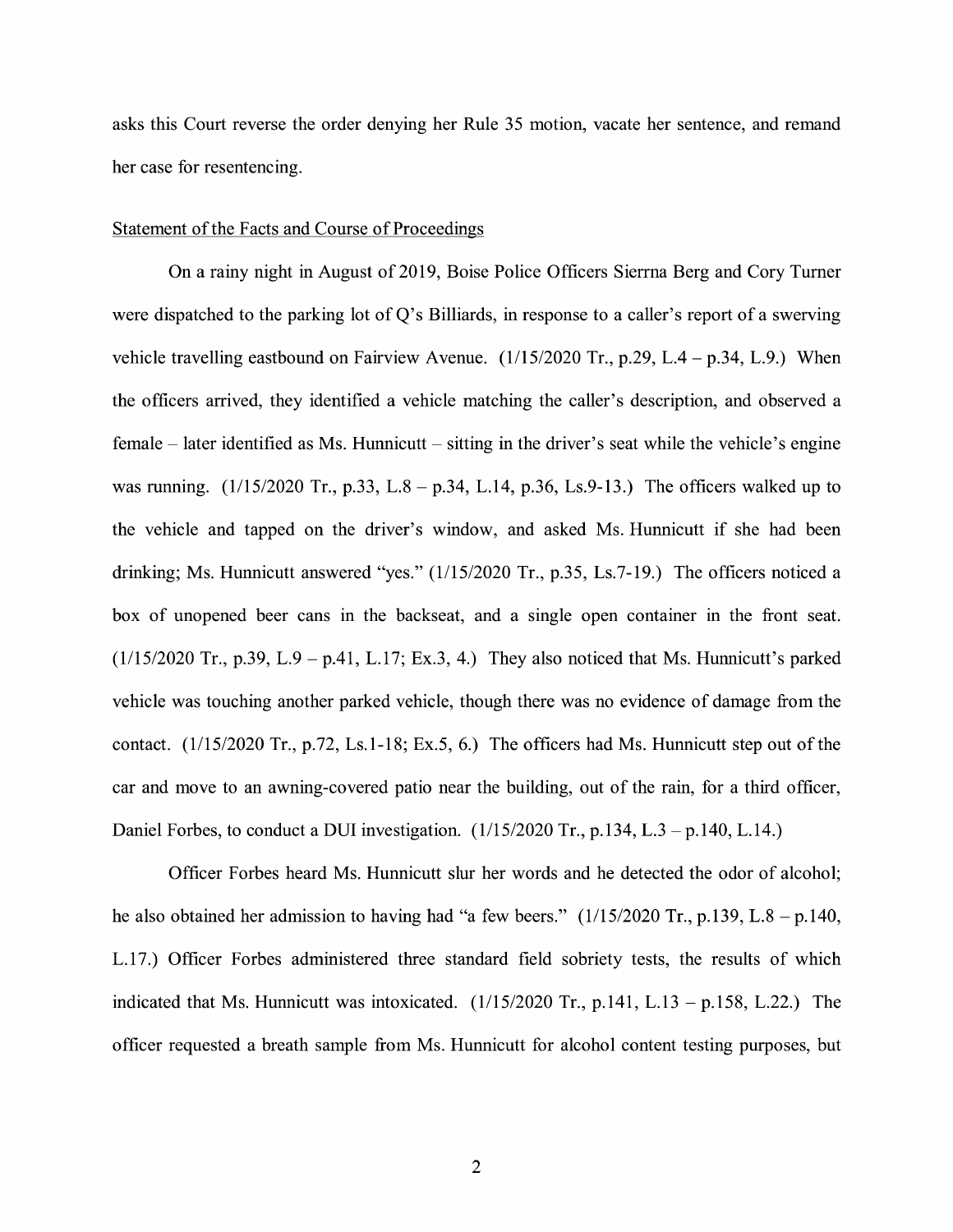asks this Court reverse the order denying her Rule 35 motion, vacate her sentence, and remand her case for resentencing.

Statement of the Facts and Course of Proceedings

On a rainy night in August of 2019, Boise Police Officers Sierrna Berg and Cory Turner were dispatched to the parking lot of Q's Billiards, in response to a caller's report of a swerving vehicle travelling eastbound on Fairview Avenue. (1/15/2020 Tr., p.29, L.4 – p.34, L.9.) When the officers arrived, they identified a vehicle matching the caller's description, and observed a female – later identified as Ms. Hunnicutt – sitting in the driver's seat while the vehicle's engine was running. (1/15/2020 Tr., p.33, L.8 – p.34, L.14, p.36, Ls.9-13.) The officers walked up to the vehicle and tapped on the driver's window, and asked Ms. Hunnicutt if she had been drinking; Ms. Hunnicutt answered "yes." (1/15/2020 Tr., p.35, Ls.7-19.) The officers noticed a box of unopened beer cans in the backseat, and a single open container in the front seat. (1/15/2020 Tr., p.39, L.9 – p.41, L.17; Ex.3, 4.) They also noticed that Ms. Hunnicutt's parked vehicle was touching another parked vehicle, though there was no evidence of damage from the contact. (1/15/2020 Tr., p.72, Ls.1-18; Ex.5, 6.) The officers had Ms. Hunnicutt step out of the car and move to an awning-covered patio near the building, out of the rain, for a third officer, Daniel Forbes, to conduct a DUI investigation. (1/15/2020 Tr., p.134, L.3 – p.140, L.14.)

Officer Forbes heard Ms. Hunnicutt slur her words and he detected the odor of alcohol; he also obtained her admission to having had "a few beers." (1/15/2020 Tr., p.139, L.8 – p.140, L.17.) Officer Forbes administered three standard field sobriety tests, the results of which indicated that Ms. Hunnicutt was intoxicated. (1/15/2020 Tr., p.141, L.13 – p.158, L.22.) The officer requested a breath sample from Ms. Hunnicutt for alcohol content testing purposes, but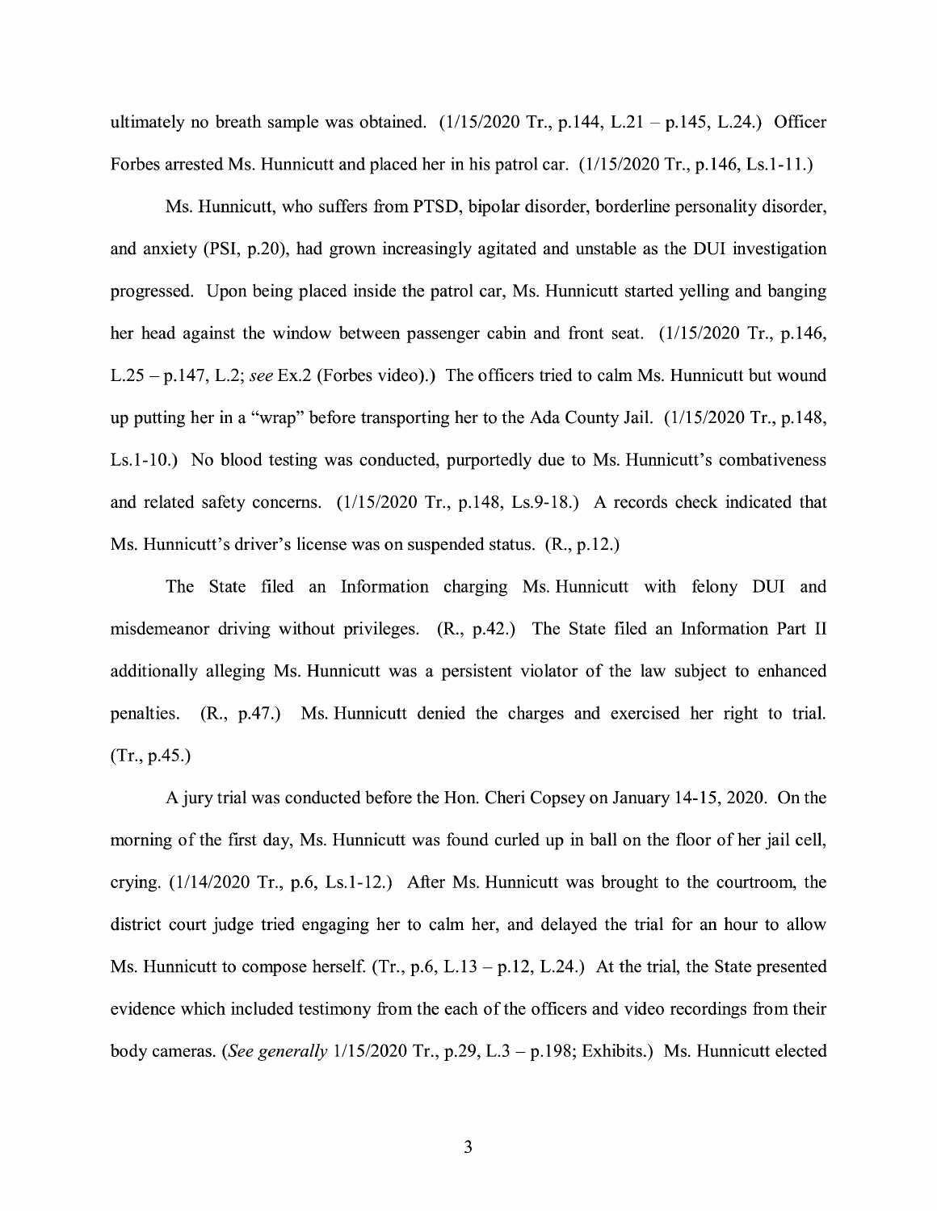ultimately no breath sample was obtained. (1/15/2020 Tr., p.144, L.21 – p.145, L.24.) Officer Forbes arrested Ms. Hunnicutt and placed her in his patrol car. (1/15/2020 Tr., p.146, Ls.1-11.)

Ms. Hunnicutt, who suffers from PTSD, bipolar disorder, borderline personality disorder, and anxiety (PSI, p.20), had grown increasingly agitated and unstable as the DUI investigation progressed. Upon being placed inside the patrol car, Ms. Hunnicutt started yelling and banging her head against the window between passenger cabin and front seat. (1/15/2020 Tr., p.146, L.25 – p.147, L.2; *see* Ex.2 (Forbes video).) The officers tried to calm Ms. Hunnicutt but wound up putting her in a "wrap" before transporting her to the Ada County Jail. (1/15/2020 Tr., p.148, Ls.1-10.) No blood testing was conducted, purportedly due to Ms. Hunnicutt's combativeness and related safety concerns. (1/15/2020 Tr., p.148, Ls.9-18.) A records check indicated that Ms. Hunnicutt's driver's license was on suspended status. (R., p.12.)

The State filed an Information charging Ms. Hunnicutt with felony DUI and misdemeanor driving without privileges. (R., p.42.) The State filed an Information Part II additionally alleging Ms. Hunnicutt was a persistent violator of the law subject to enhanced penalties. (R., p.47.) Ms. Hunnicutt denied the charges and exercised her right to trial. (Tr., p.45.)

A jury trial was conducted before the Hon. Cheri Copsey on January 14-15, 2020. On the morning of the first day, Ms. Hunnicutt was found curled up in ball on the floor of her jail cell, crying. (1/14/2020 Tr., p.6, Ls.1-12.) After Ms. Hunnicutt was brought to the courtroom, the district court judge tried engaging her to calm her, and delayed the trial for an hour to allow Ms. Hunnicutt to compose herself. (Tr., p.6, L.13 – p.12, L.24.) At the trial, the State presented evidence which included testimony from the each of the officers and video recordings from their body cameras. (*See generally* 1/15/2020 Tr., p.29, L.3 – p.198; Exhibits.) Ms. Hunnicutt elected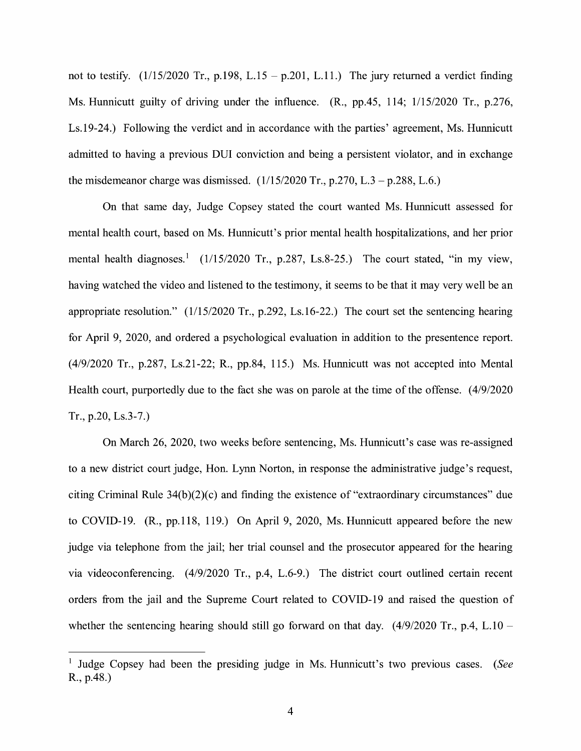not to testify. (1/15/2020 Tr., p.198, L.15 – p.201, L.11.) The jury returned a verdict finding Ms. Hunnicutt guilty of driving under the influence. (R., pp.45, 114; 1/15/2020 Tr., p.276, Ls.19-24.) Following the verdict and in accordance with the parties' agreement, Ms. Hunnicutt admitted to having a previous DUI conviction and being a persistent violator, and in exchange the misdemeanor charge was dismissed. (1/15/2020 Tr., p.270, L.3 – p.288, L.6.)

On that same day, Judge Copsey stated the court wanted Ms. Hunnicutt assessed for mental health court, based on Ms. Hunnicutt's prior mental health hospitalizations, and her prior mental health diagnoses.[1] (1/15/2020 Tr., p.287, Ls.8-25.) The court stated, "in my view, having watched the video and listened to the testimony, it seems to be that it may very well be an appropriate resolution." (1/15/2020 Tr., p.292, Ls.16-22.) The court set the sentencing hearing for April 9, 2020, and ordered a psychological evaluation in addition to the presentence report. (4/9/2020 Tr., p.287, Ls.21-22; R., pp.84, 115.) Ms. Hunnicutt was not accepted into Mental Health court, purportedly due to the fact she was on parole at the time of the offense. (4/9/2020 Tr., p.20, Ls.3-7.)

On March 26, 2020, two weeks before sentencing, Ms. Hunnicutt's case was re-assigned to a new district court judge, Hon. Lynn Norton, in response the administrative judge's request, citing Criminal Rule 34(b)(2)(c) and finding the existence of "extraordinary circumstances" due to COVID-19. (R., pp.118, 119.) On April 9, 2020, Ms. Hunnicutt appeared before the new judge via telephone from the jail; her trial counsel and the prosecutor appeared for the hearing via videoconferencing. (4/9/2020 Tr., p.4, L.6-9.) The district court outlined certain recent orders from the jail and the Supreme Court related to COVID-19 and raised the question of whether the sentencing hearing should still go forward on that day. (4/9/2020 Tr., p.4, L.10 –

[1] Judge Copsey had been the presiding judge in Ms. Hunnicutt's two previous cases. (*See* R., p.48.)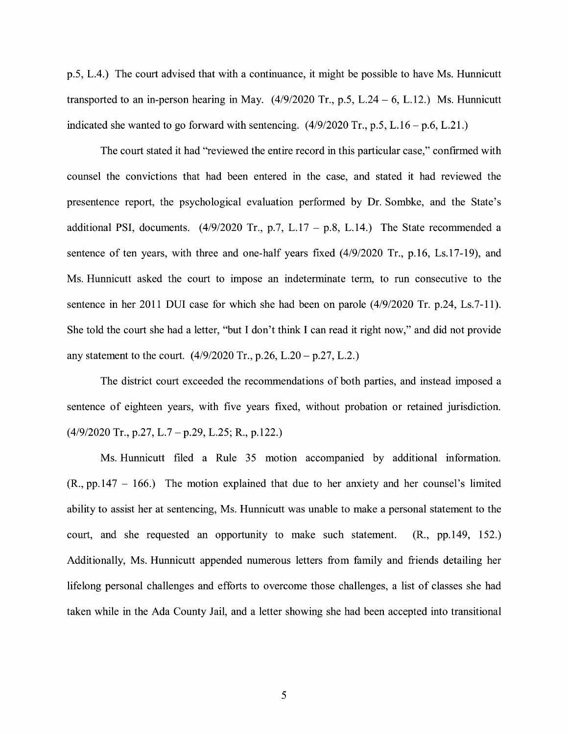p.5, L.4.) The court advised that with a continuance, it might be possible to have Ms. Hunnicutt transported to an in-person hearing in May. (4/9/2020 Tr., p.5, L.24 – 6, L.12.) Ms. Hunnicutt indicated she wanted to go forward with sentencing. (4/9/2020 Tr., p.5, L.16 – p.6, L.21.)

The court stated it had "reviewed the entire record in this particular case," confirmed with counsel the convictions that had been entered in the case, and stated it had reviewed the presentence report, the psychological evaluation performed by Dr. Sombke, and the State's additional PSI, documents. (4/9/2020 Tr., p.7, L.17 – p.8, L.14.) The State recommended a sentence of ten years, with three and one-half years fixed (4/9/2020 Tr., p.16, Ls.17-19), and Ms. Hunnicutt asked the court to impose an indeterminate term, to run consecutive to the sentence in her 2011 DUI case for which she had been on parole (4/9/2020 Tr. p.24, Ls.7-11). She told the court she had a letter, "but I don't think I can read it right now," and did not provide any statement to the court. (4/9/2020 Tr., p.26, L.20 – p.27, L.2.)

The district court exceeded the recommendations of both parties, and instead imposed a sentence of eighteen years, with five years fixed, without probation or retained jurisdiction. (4/9/2020 Tr., p.27, L.7 – p.29, L.25; R., p.122.)

Ms. Hunnicutt filed a Rule 35 motion accompanied by additional information. (R., pp.147 – 166.) The motion explained that due to her anxiety and her counsel's limited ability to assist her at sentencing, Ms. Hunnicutt was unable to make a personal statement to the court, and she requested an opportunity to make such statement. (R., pp.149, 152.) Additionally, Ms. Hunnicutt appended numerous letters from family and friends detailing her lifelong personal challenges and efforts to overcome those challenges, a list of classes she had taken while in the Ada County Jail, and a letter showing she had been accepted into transitional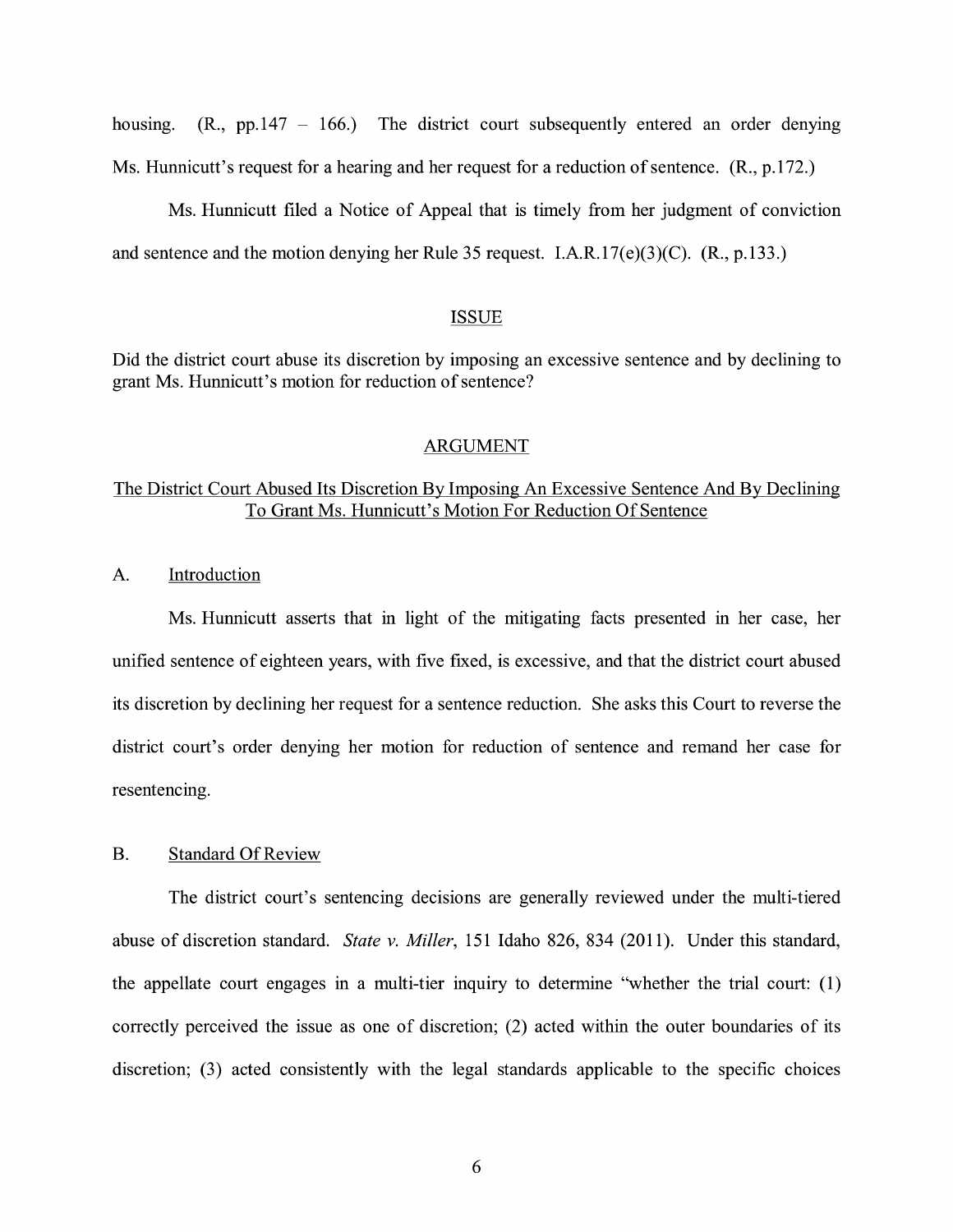housing. (R., pp.147 – 166.) The district court subsequently entered an order denying Ms. Hunnicutt's request for a hearing and her request for a reduction of sentence. (R., p.172.)

Ms. Hunnicutt filed a Notice of Appeal that is timely from her judgment of conviction and sentence and the motion denying her Rule 35 request. I.A.R.17(e)(3)(C). (R., p.133.)

## ISSUE

Did the district court abuse its discretion by imposing an excessive sentence and by declining to grant Ms. Hunnicutt's motion for reduction of sentence?

## ARGUMENT

### The District Court Abused Its Discretion By Imposing An Excessive Sentence And By Declining To Grant Ms. Hunnicutt's Motion For Reduction Of Sentence

#### A. Introduction

Ms. Hunnicutt asserts that in light of the mitigating facts presented in her case, her unified sentence of eighteen years, with five fixed, is excessive, and that the district court abused its discretion by declining her request for a sentence reduction. She asks this Court to reverse the district court's order denying her motion for reduction of sentence and remand her case for resentencing.

#### B. Standard Of Review

The district court's sentencing decisions are generally reviewed under the multi-tiered abuse of discretion standard. *State v. Miller*, 151 Idaho 826, 834 (2011). Under this standard, the appellate court engages in a multi-tier inquiry to determine "whether the trial court: (1) correctly perceived the issue as one of discretion; (2) acted within the outer boundaries of its discretion; (3) acted consistently with the legal standards applicable to the specific choices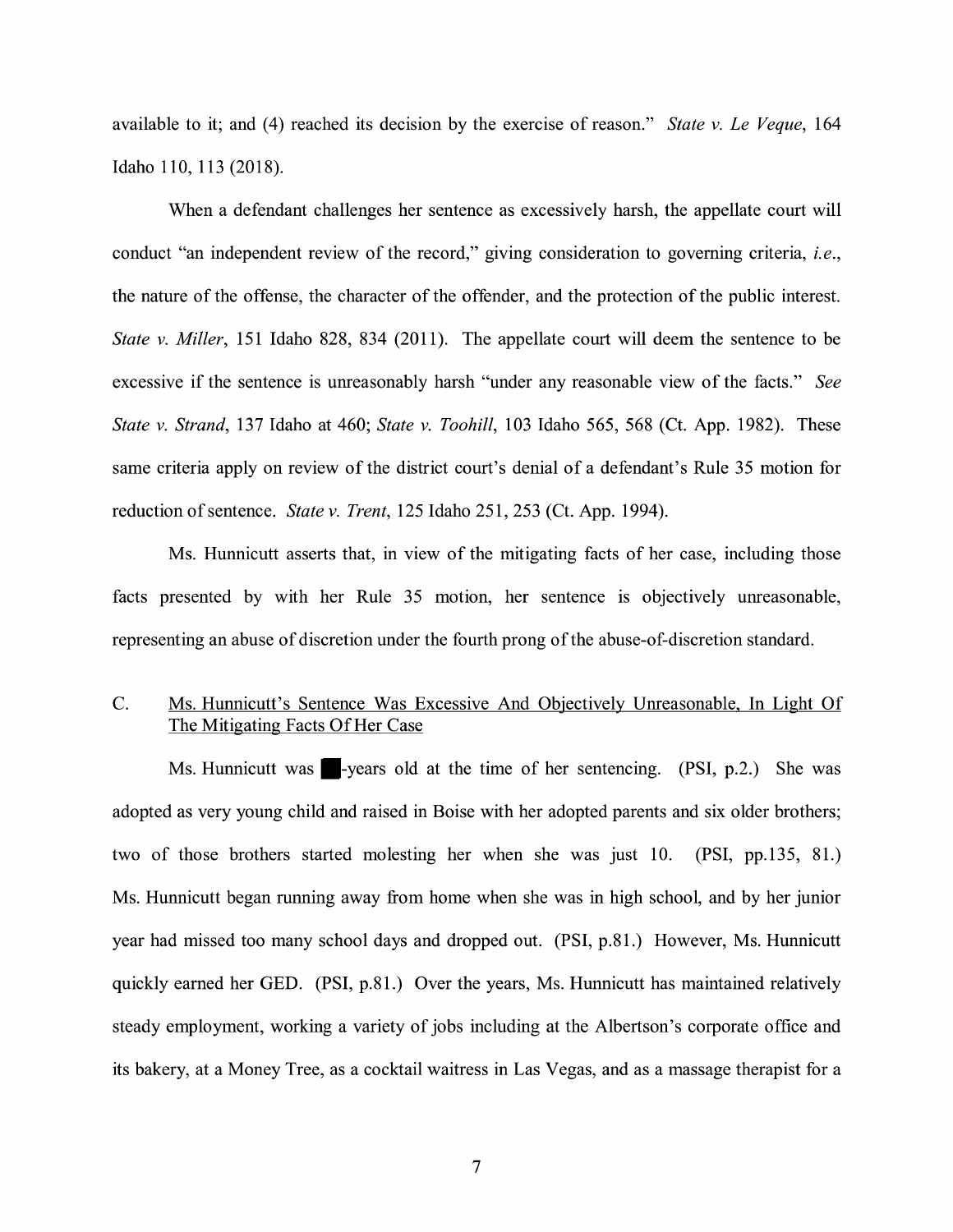available to it; and (4) reached its decision by the exercise of reason." *State v. Le Veque*, 164 Idaho 110, 113 (2018).

When a defendant challenges her sentence as excessively harsh, the appellate court will conduct "an independent review of the record," giving consideration to governing criteria, *i.e.*, the nature of the offense, the character of the offender, and the protection of the public interest. *State v. Miller*, 151 Idaho 828, 834 (2011). The appellate court will deem the sentence to be excessive if the sentence is unreasonably harsh "under any reasonable view of the facts." *See State v. Strand*, 137 Idaho at 460; *State v. Toohill*, 103 Idaho 565, 568 (Ct. App. 1982). These same criteria apply on review of the district court's denial of a defendant's Rule 35 motion for reduction of sentence. *State v. Trent*, 125 Idaho 251, 253 (Ct. App. 1994).

Ms. Hunnicutt asserts that, in view of the mitigating facts of her case, including those facts presented by with her Rule 35 motion, her sentence is objectively unreasonable, representing an abuse of discretion under the fourth prong of the abuse-of-discretion standard.

C. Ms. Hunnicutt's Sentence Was Excessive And Objectively Unreasonable, In Light Of The Mitigating Facts Of Her Case

Ms. Hunnicutt was ■-years old at the time of her sentencing. (PSI, p.2.) She was adopted as very young child and raised in Boise with her adopted parents and six older brothers; two of those brothers started molesting her when she was just 10. (PSI, pp.135, 81.) Ms. Hunnicutt began running away from home when she was in high school, and by her junior year had missed too many school days and dropped out. (PSI, p.81.) However, Ms. Hunnicutt quickly earned her GED. (PSI, p.81.) Over the years, Ms. Hunnicutt has maintained relatively steady employment, working a variety of jobs including at the Albertson's corporate office and its bakery, at a Money Tree, as a cocktail waitress in Las Vegas, and as a massage therapist for a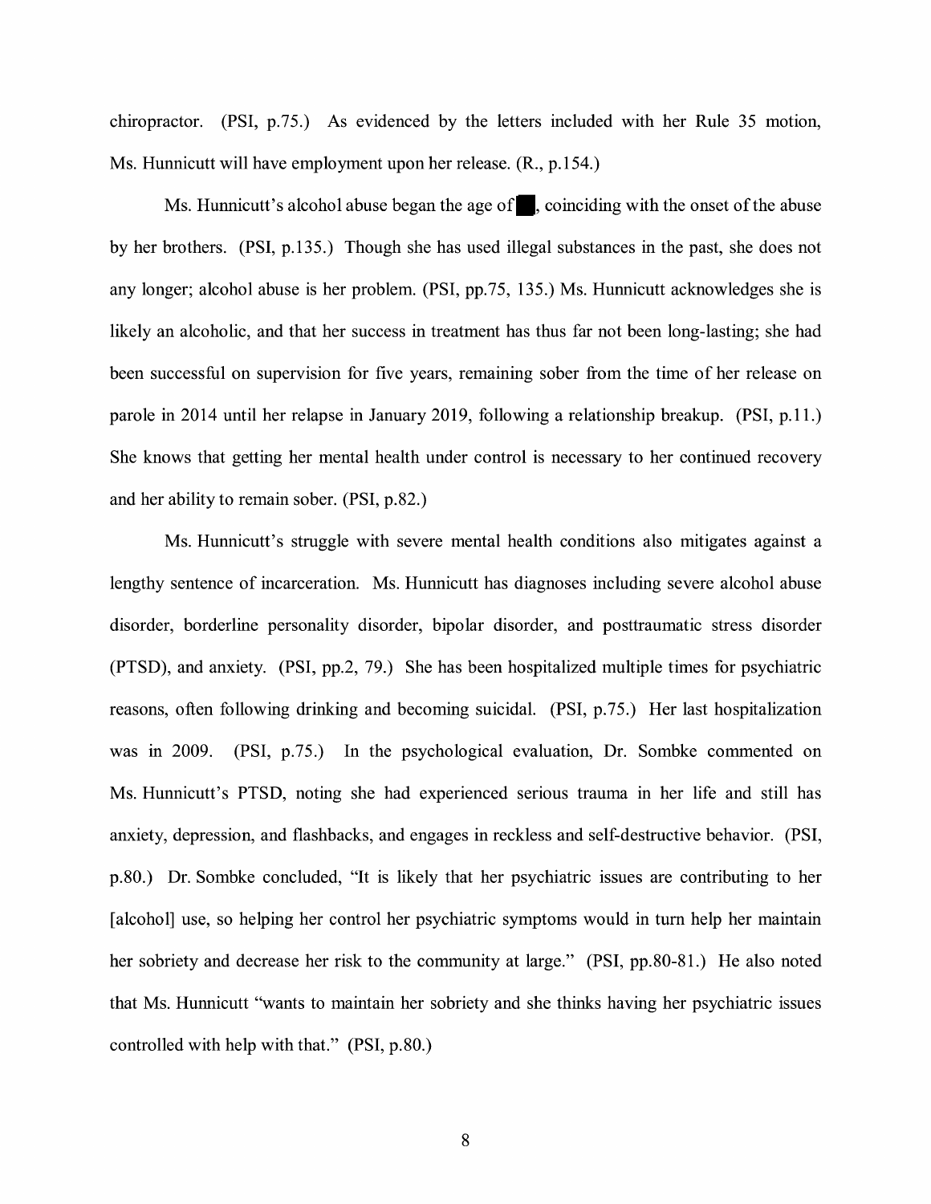chiropractor. (PSI, p.75.) As evidenced by the letters included with her Rule 35 motion, Ms. Hunnicutt will have employment upon her release. (R., p.154.)

Ms. Hunnicutt's alcohol abuse began the age of █, coinciding with the onset of the abuse by her brothers. (PSI, p.135.) Though she has used illegal substances in the past, she does not any longer; alcohol abuse is her problem. (PSI, pp.75, 135.) Ms. Hunnicutt acknowledges she is likely an alcoholic, and that her success in treatment has thus far not been long-lasting; she had been successful on supervision for five years, remaining sober from the time of her release on parole in 2014 until her relapse in January 2019, following a relationship breakup. (PSI, p.11.) She knows that getting her mental health under control is necessary to her continued recovery and her ability to remain sober. (PSI, p.82.)

Ms. Hunnicutt's struggle with severe mental health conditions also mitigates against a lengthy sentence of incarceration. Ms. Hunnicutt has diagnoses including severe alcohol abuse disorder, borderline personality disorder, bipolar disorder, and posttraumatic stress disorder (PTSD), and anxiety. (PSI, pp.2, 79.) She has been hospitalized multiple times for psychiatric reasons, often following drinking and becoming suicidal. (PSI, p.75.) Her last hospitalization was in 2009. (PSI, p.75.) In the psychological evaluation, Dr. Sombke commented on Ms. Hunnicutt's PTSD, noting she had experienced serious trauma in her life and still has anxiety, depression, and flashbacks, and engages in reckless and self-destructive behavior. (PSI, p.80.) Dr. Sombke concluded, "It is likely that her psychiatric issues are contributing to her [alcohol] use, so helping her control her psychiatric symptoms would in turn help her maintain her sobriety and decrease her risk to the community at large." (PSI, pp.80-81.) He also noted that Ms. Hunnicutt "wants to maintain her sobriety and she thinks having her psychiatric issues controlled with help with that." (PSI, p.80.)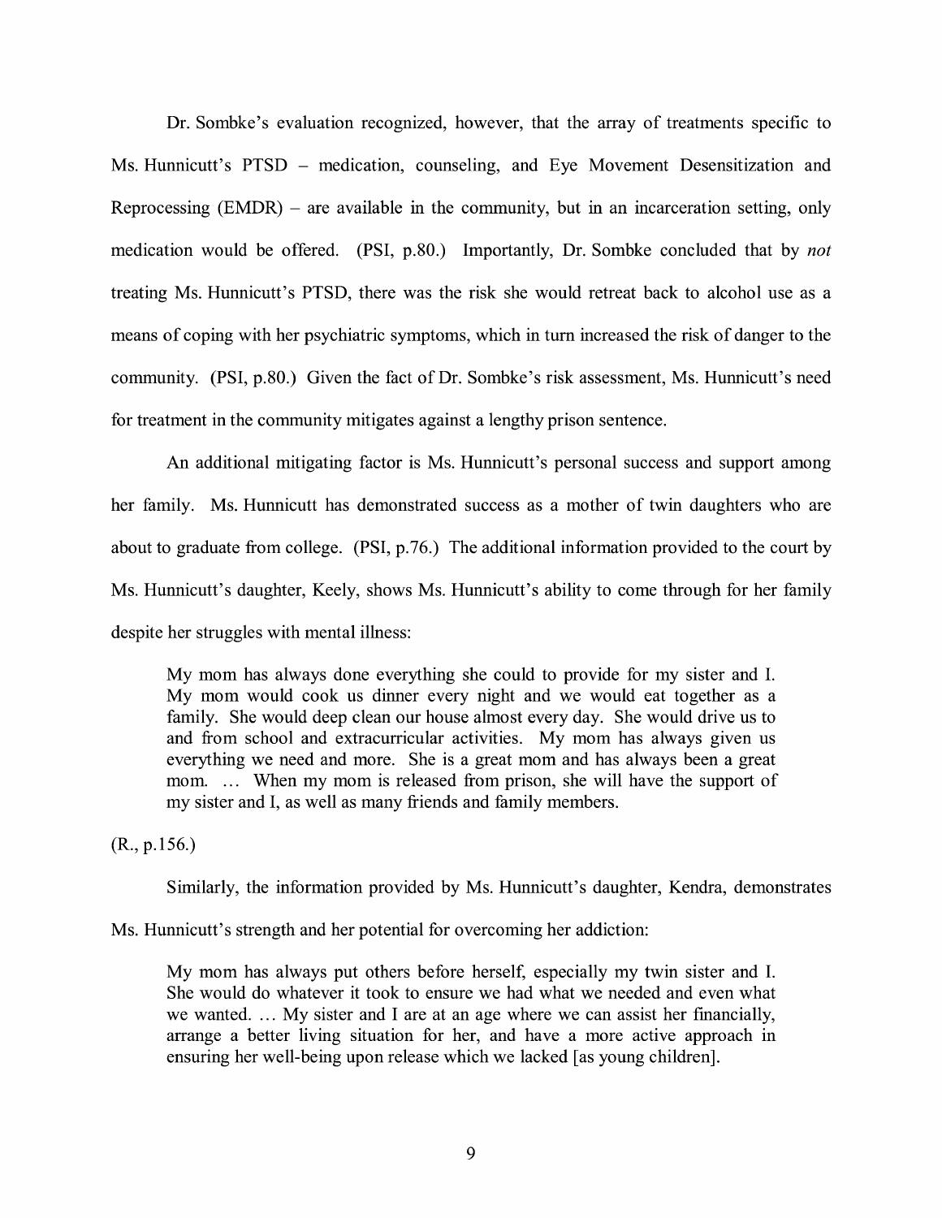Dr. Sombke's evaluation recognized, however, that the array of treatments specific to Ms. Hunnicutt's PTSD – medication, counseling, and Eye Movement Desensitization and Reprocessing (EMDR) – are available in the community, but in an incarceration setting, only medication would be offered. (PSI, p.80.) Importantly, Dr. Sombke concluded that by *not* treating Ms. Hunnicutt's PTSD, there was the risk she would retreat back to alcohol use as a means of coping with her psychiatric symptoms, which in turn increased the risk of danger to the community. (PSI, p.80.) Given the fact of Dr. Sombke's risk assessment, Ms. Hunnicutt's need for treatment in the community mitigates against a lengthy prison sentence.

An additional mitigating factor is Ms. Hunnicutt's personal success and support among her family. Ms. Hunnicutt has demonstrated success as a mother of twin daughters who are about to graduate from college. (PSI, p.76.) The additional information provided to the court by Ms. Hunnicutt's daughter, Keely, shows Ms. Hunnicutt's ability to come through for her family despite her struggles with mental illness:

> My mom has always done everything she could to provide for my sister and I. My mom would cook us dinner every night and we would eat together as a family. She would deep clean our house almost every day. She would drive us to and from school and extracurricular activities. My mom has always given us everything we need and more. She is a great mom and has always been a great mom. … When my mom is released from prison, she will have the support of my sister and I, as well as many friends and family members.

(R., p.156.)

Similarly, the information provided by Ms. Hunnicutt's daughter, Kendra, demonstrates Ms. Hunnicutt's strength and her potential for overcoming her addiction:

> My mom has always put others before herself, especially my twin sister and I. She would do whatever it took to ensure we had what we needed and even what we wanted. … My sister and I are at an age where we can assist her financially, arrange a better living situation for her, and have a more active approach in ensuring her well-being upon release which we lacked [as young children].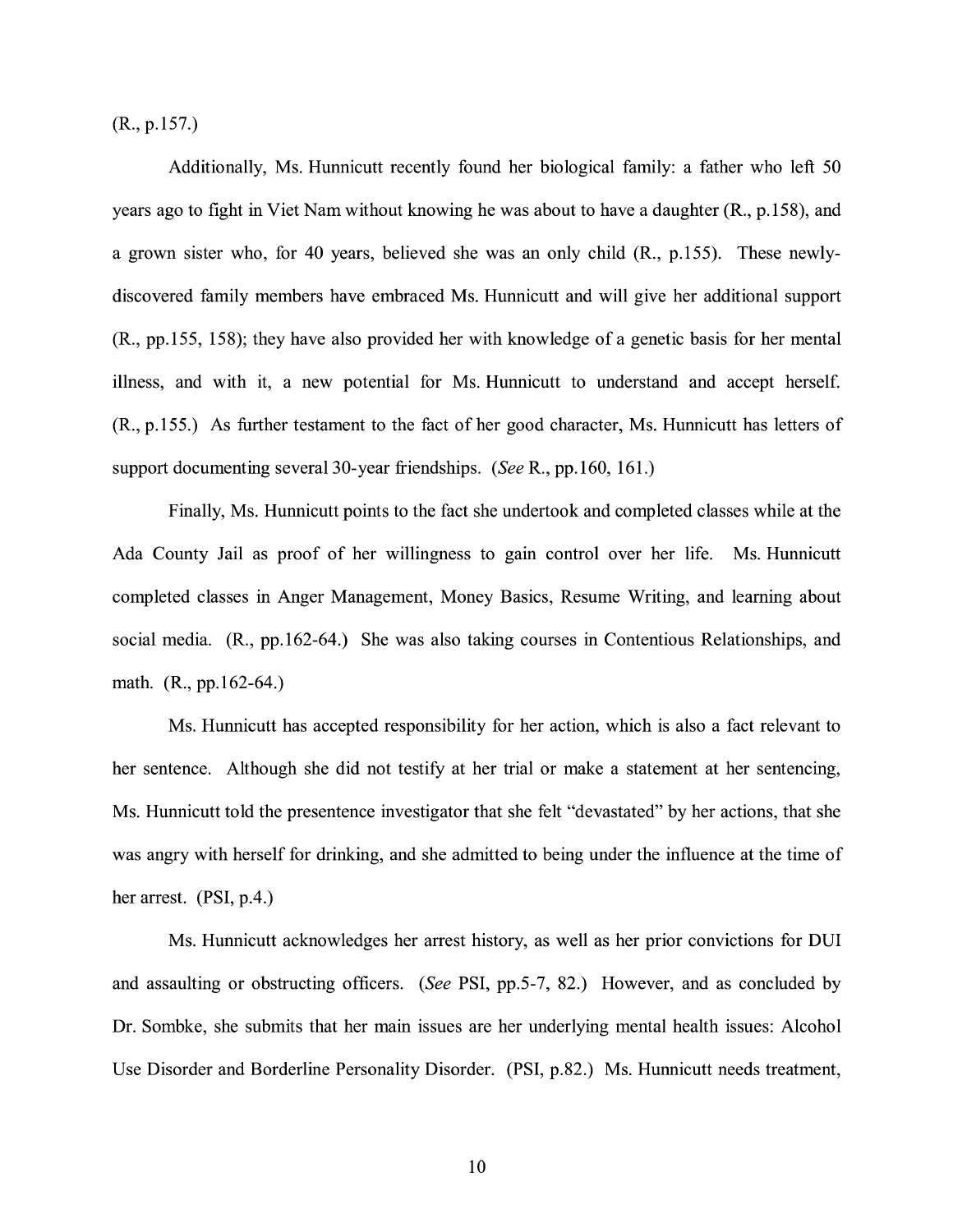(R., p.157.)

Additionally, Ms. Hunnicutt recently found her biological family: a father who left 50 years ago to fight in Viet Nam without knowing he was about to have a daughter (R., p.158), and a grown sister who, for 40 years, believed she was an only child (R., p.155). These newly-discovered family members have embraced Ms. Hunnicutt and will give her additional support (R., pp.155, 158); they have also provided her with knowledge of a genetic basis for her mental illness, and with it, a new potential for Ms. Hunnicutt to understand and accept herself. (R., p.155.) As further testament to the fact of her good character, Ms. Hunnicutt has letters of support documenting several 30-year friendships. (*See* R., pp.160, 161.)

Finally, Ms. Hunnicutt points to the fact she undertook and completed classes while at the Ada County Jail as proof of her willingness to gain control over her life. Ms. Hunnicutt completed classes in Anger Management, Money Basics, Resume Writing, and learning about social media. (R., pp.162-64.) She was also taking courses in Contentious Relationships, and math. (R., pp.162-64.)

Ms. Hunnicutt has accepted responsibility for her action, which is also a fact relevant to her sentence. Although she did not testify at her trial or make a statement at her sentencing, Ms. Hunnicutt told the presentence investigator that she felt "devastated" by her actions, that she was angry with herself for drinking, and she admitted to being under the influence at the time of her arrest. (PSI, p.4.)

Ms. Hunnicutt acknowledges her arrest history, as well as her prior convictions for DUI and assaulting or obstructing officers. (*See* PSI, pp.5-7, 82.) However, and as concluded by Dr. Sombke, she submits that her main issues are her underlying mental health issues: Alcohol Use Disorder and Borderline Personality Disorder. (PSI, p.82.) Ms. Hunnicutt needs treatment,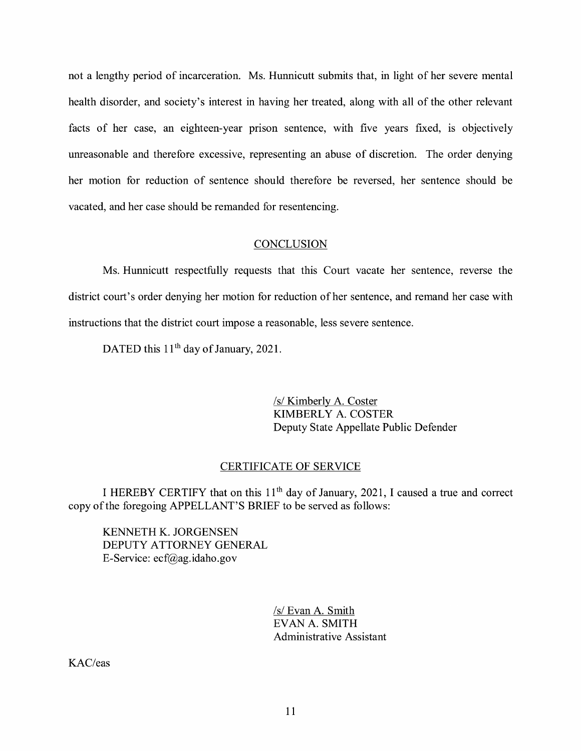not a lengthy period of incarceration. Ms. Hunnicutt submits that, in light of her severe mental health disorder, and society's interest in having her treated, along with all of the other relevant facts of her case, an eighteen-year prison sentence, with five years fixed, is objectively unreasonable and therefore excessive, representing an abuse of discretion. The order denying her motion for reduction of sentence should therefore be reversed, her sentence should be vacated, and her case should be remanded for resentencing.

## CONCLUSION

Ms. Hunnicutt respectfully requests that this Court vacate her sentence, reverse the district court's order denying her motion for reduction of her sentence, and remand her case with instructions that the district court impose a reasonable, less severe sentence.

DATED this 11th day of January, 2021.

/s/ Kimberly A. Coster
KIMBERLY A. COSTER
Deputy State Appellate Public Defender

## CERTIFICATE OF SERVICE

I HEREBY CERTIFY that on this 11th day of January, 2021, I caused a true and correct copy of the foregoing APPELLANT'S BRIEF to be served as follows:

KENNETH K. JORGENSEN
DEPUTY ATTORNEY GENERAL
E-Service: ecf@ag.idaho.gov

/s/ Evan A. Smith
EVAN A. SMITH
Administrative Assistant

KAC/eas